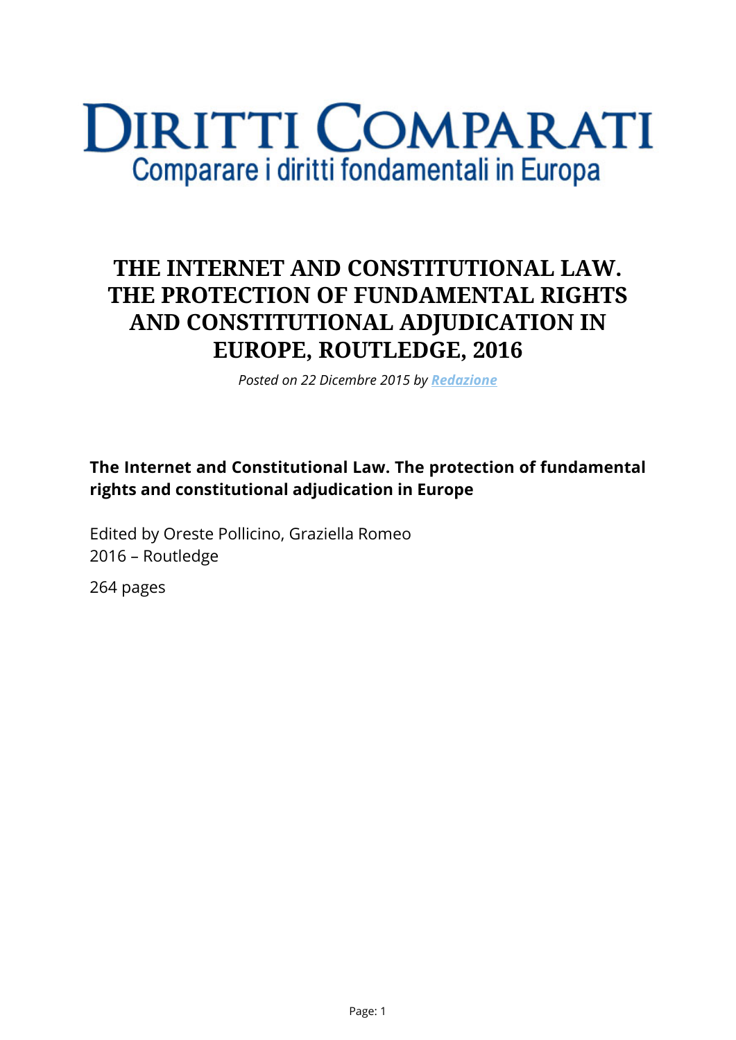# DIRITTI COMPARATI

Comparare i diritti fondamentali in Europa

## THE INTERNET AND CONSTITUTIONAL LAW. THE PROTECTION OF FUNDAMENTAL RIGHTS AND CONSTITUTIONAL ADJUDICATION IN EUROPE, ROUTLEDGE, 2016

*Posted on 22 Dicembre 2015 by Redazione*

**The Internet and Constitutional Law. The protection of fundamental rights and constitutional adjudication in Europe**

Edited by Oreste Pollicino, Graziella Romeo
2016 – Routledge

264 pages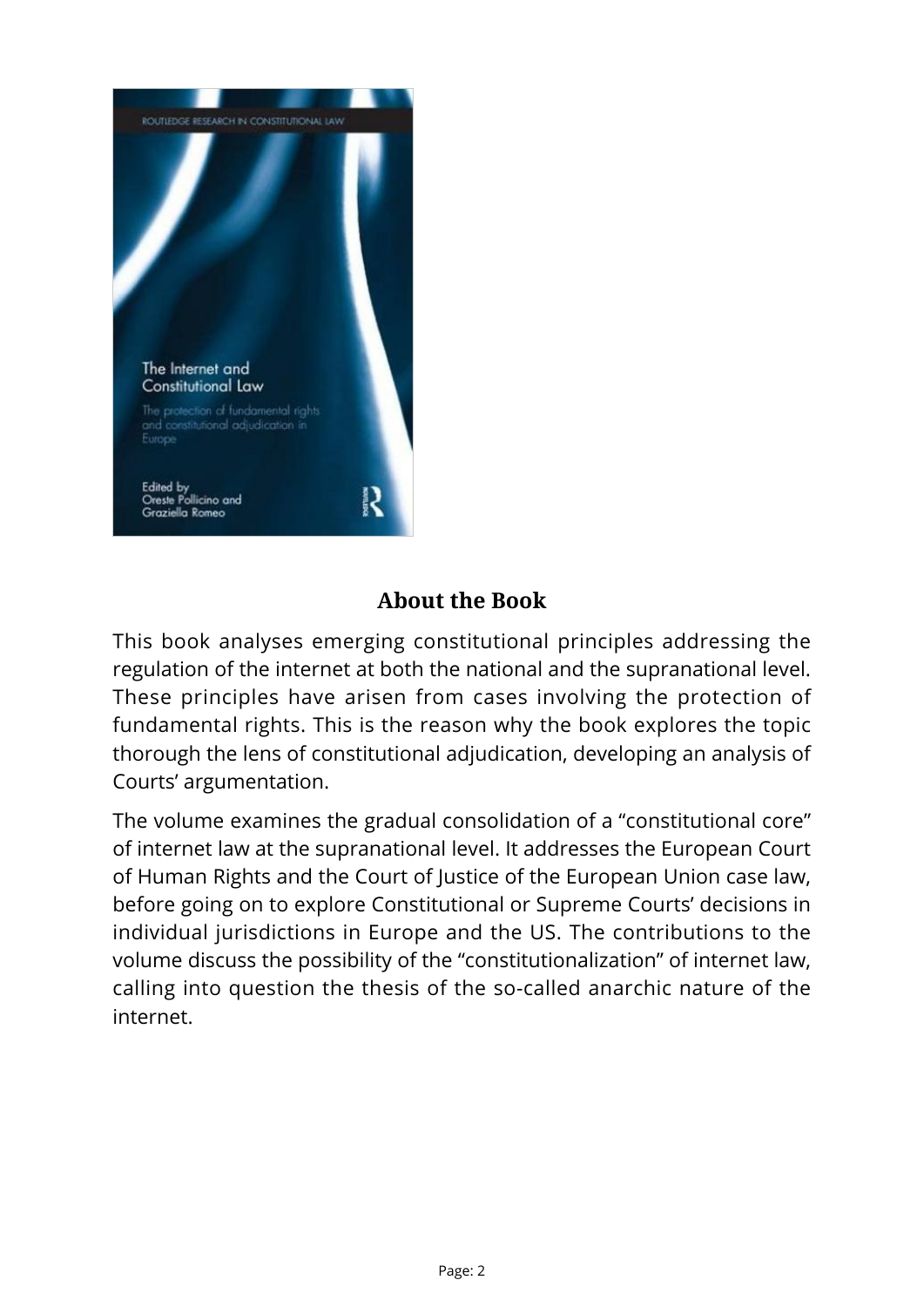## About the Book

This book analyses emerging constitutional principles addressing the regulation of the internet at both the national and the supranational level. These principles have arisen from cases involving the protection of fundamental rights. This is the reason why the book explores the topic thorough the lens of constitutional adjudication, developing an analysis of Courts' argumentation.

The volume examines the gradual consolidation of a "constitutional core" of internet law at the supranational level. It addresses the European Court of Human Rights and the Court of Justice of the European Union case law, before going on to explore Constitutional or Supreme Courts' decisions in individual jurisdictions in Europe and the US. The contributions to the volume discuss the possibility of the "constitutionalization" of internet law, calling into question the thesis of the so-called anarchic nature of the internet.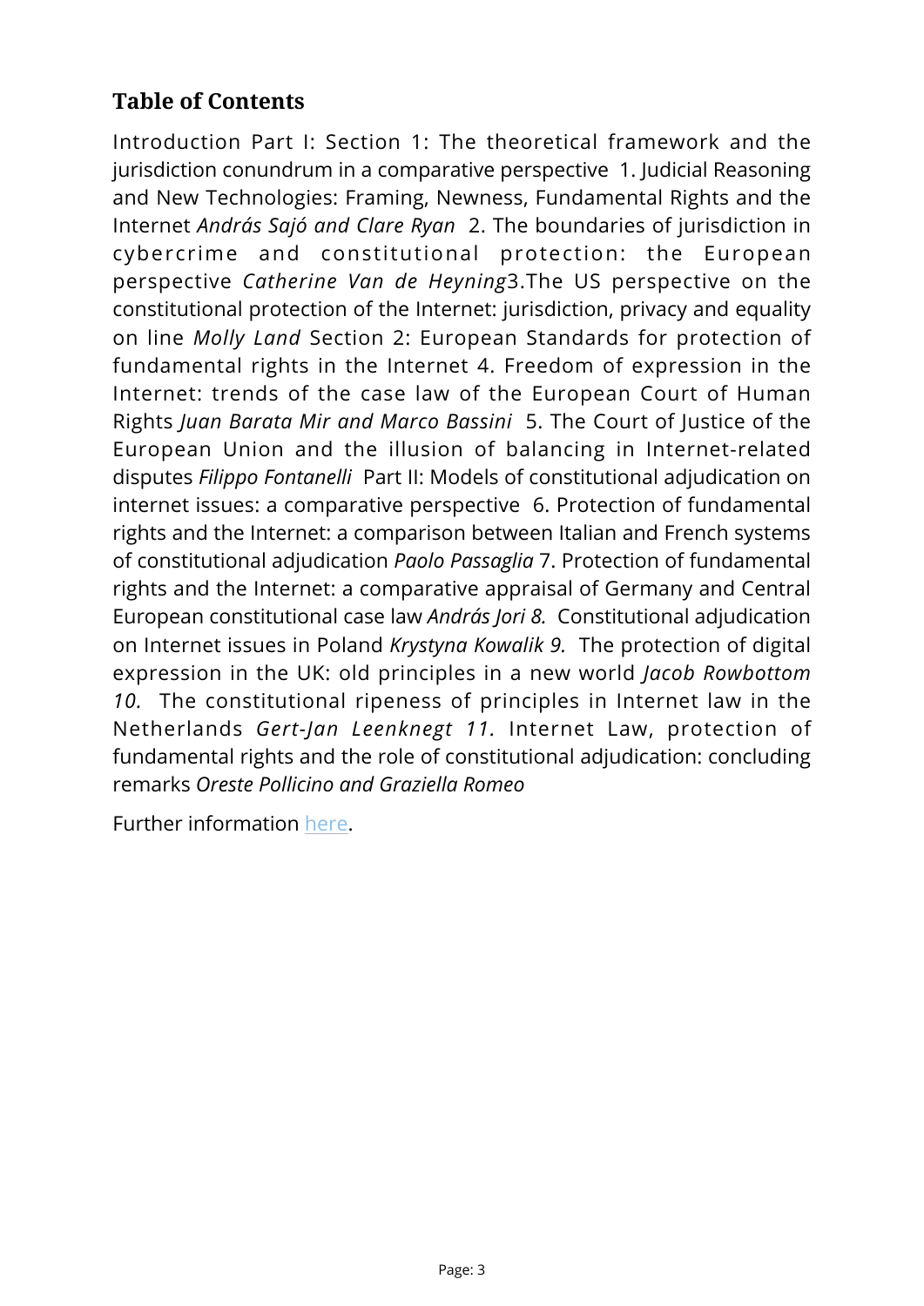## Table of Contents

Introduction Part I: Section 1: The theoretical framework and the jurisdiction conundrum in a comparative perspective 1. Judicial Reasoning and New Technologies: Framing, Newness, Fundamental Rights and the Internet *András Sajó and Clare Ryan* 2. The boundaries of jurisdiction in cybercrime and constitutional protection: the European perspective *Catherine Van de Heyning*3.The US perspective on the constitutional protection of the Internet: jurisdiction, privacy and equality on line *Molly Land* Section 2: European Standards for protection of fundamental rights in the Internet 4. Freedom of expression in the Internet: trends of the case law of the European Court of Human Rights *Juan Barata Mir and Marco Bassini* 5. The Court of Justice of the European Union and the illusion of balancing in Internet-related disputes *Filippo Fontanelli* Part II: Models of constitutional adjudication on internet issues: a comparative perspective 6. Protection of fundamental rights and the Internet: a comparison between Italian and French systems of constitutional adjudication *Paolo Passaglia* 7. Protection of fundamental rights and the Internet: a comparative appraisal of Germany and Central European constitutional case law *András Jori 8.* Constitutional adjudication on Internet issues in Poland *Krystyna Kowalik 9.* The protection of digital expression in the UK: old principles in a new world *Jacob Rowbottom 10.* The constitutional ripeness of principles in Internet law in the Netherlands *Gert-Jan Leenknegt 11.* Internet Law, protection of fundamental rights and the role of constitutional adjudication: concluding remarks *Oreste Pollicino and Graziella Romeo*

Further information here.